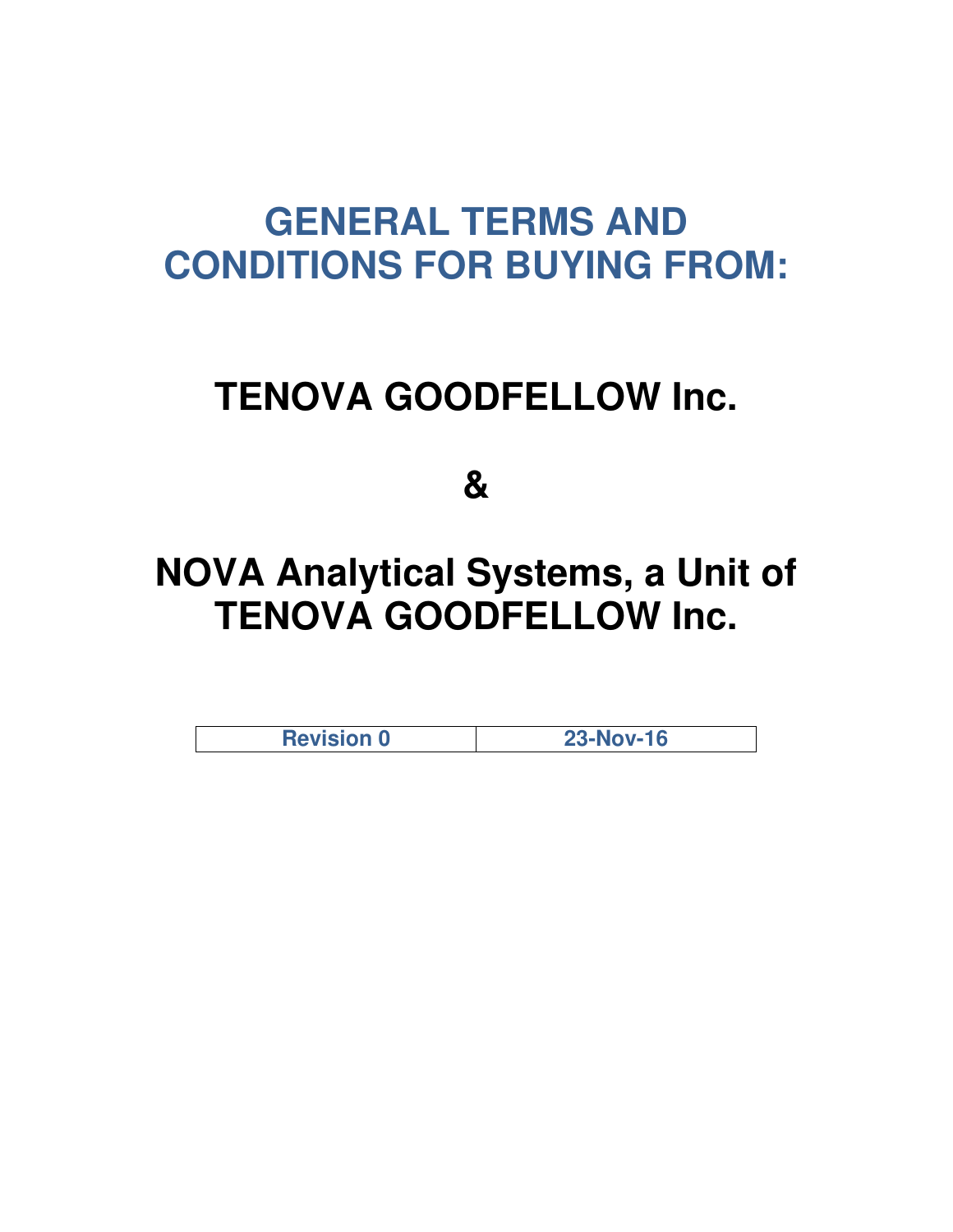# GENERAL TERMS AND CONDITIONS FOR BUYING FROM:

# TENOVA GOODFELLOW Inc.

# &

# NOVA Analytical Systems, a Unit of TENOVA GOODFELLOW Inc.

| Revision 0 | 23-Nov-16 |
| --- | --- |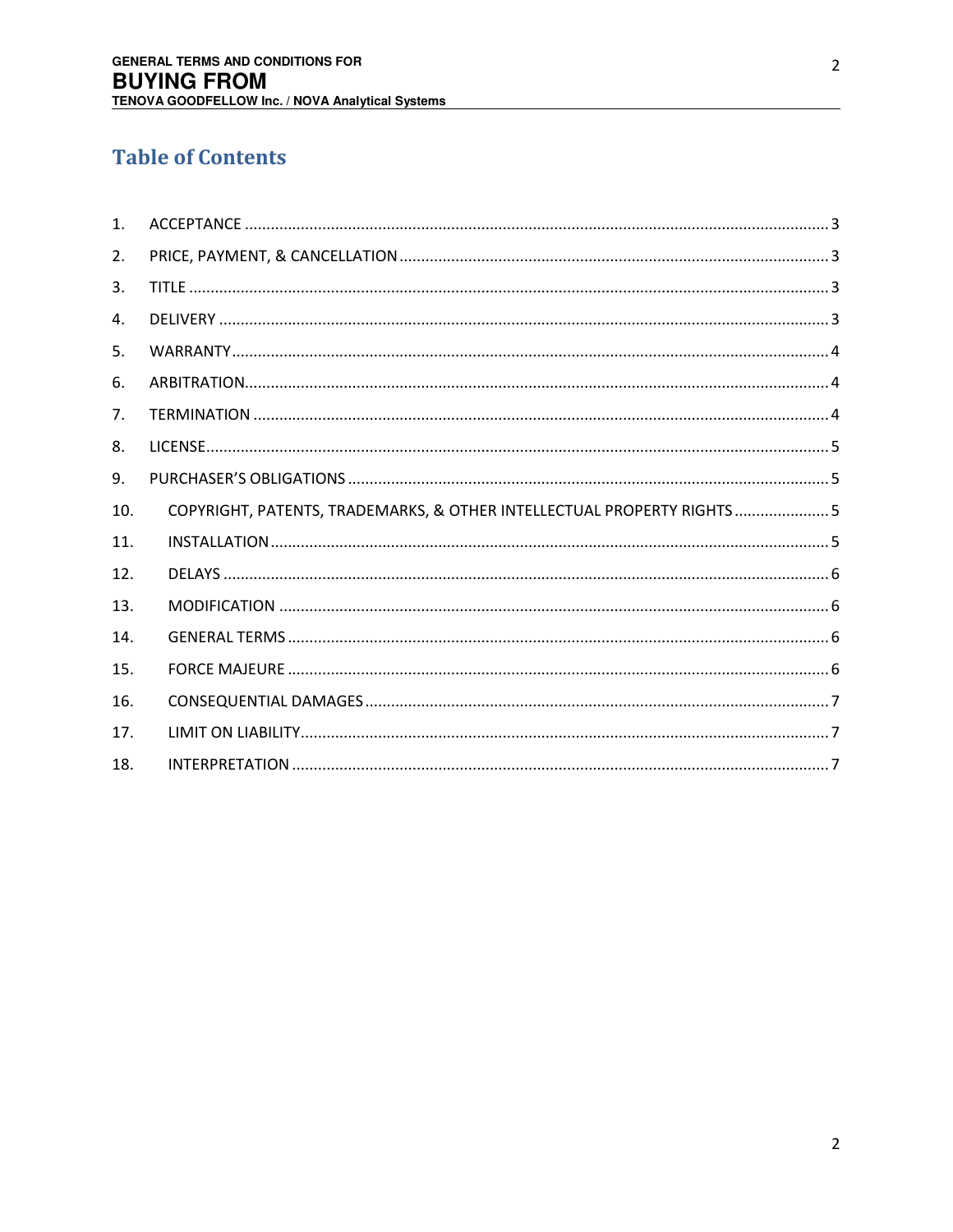# Table of Contents

1. ACCEPTANCE ....... 3
2. PRICE, PAYMENT, & CANCELLATION ....... 3
3. TITLE ....... 3
4. DELIVERY ....... 3
5. WARRANTY ....... 4
6. ARBITRATION ....... 4
7. TERMINATION ....... 4
8. LICENSE ....... 5
9. PURCHASER'S OBLIGATIONS ....... 5
10. COPYRIGHT, PATENTS, TRADEMARKS, & OTHER INTELLECTUAL PROPERTY RIGHTS ....... 5
11. INSTALLATION ....... 5
12. DELAYS ....... 6
13. MODIFICATION ....... 6
14. GENERAL TERMS ....... 6
15. FORCE MAJEURE ....... 6
16. CONSEQUENTIAL DAMAGES ....... 7
17. LIMIT ON LIABILITY ....... 7
18. INTERPRETATION ....... 7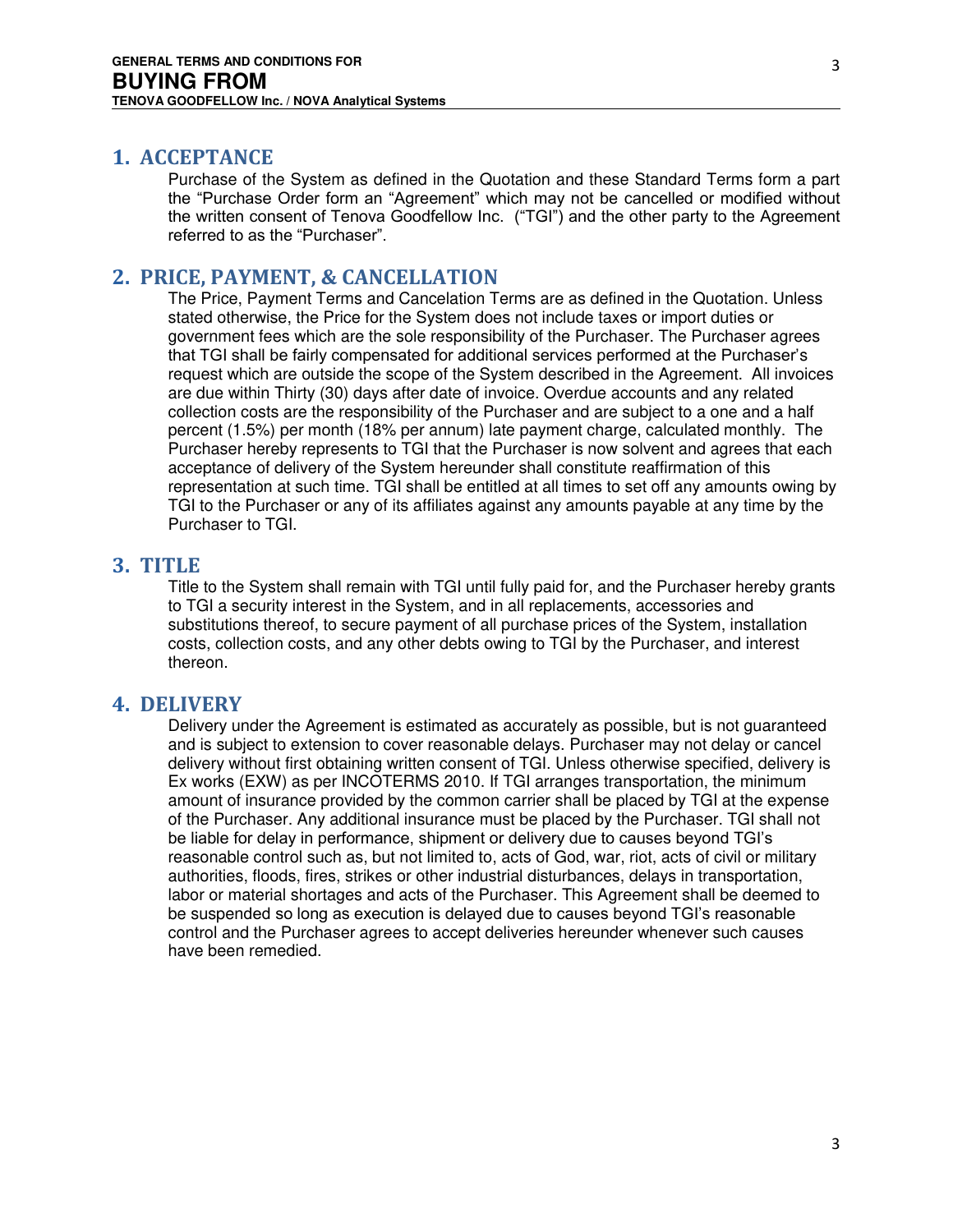## 1. ACCEPTANCE

Purchase of the System as defined in the Quotation and these Standard Terms form a part the "Purchase Order form an "Agreement" which may not be cancelled or modified without the written consent of Tenova Goodfellow Inc. ("TGI") and the other party to the Agreement referred to as the "Purchaser".

## 2. PRICE, PAYMENT, & CANCELLATION

The Price, Payment Terms and Cancelation Terms are as defined in the Quotation. Unless stated otherwise, the Price for the System does not include taxes or import duties or government fees which are the sole responsibility of the Purchaser. The Purchaser agrees that TGI shall be fairly compensated for additional services performed at the Purchaser's request which are outside the scope of the System described in the Agreement. All invoices are due within Thirty (30) days after date of invoice. Overdue accounts and any related collection costs are the responsibility of the Purchaser and are subject to a one and a half percent (1.5%) per month (18% per annum) late payment charge, calculated monthly. The Purchaser hereby represents to TGI that the Purchaser is now solvent and agrees that each acceptance of delivery of the System hereunder shall constitute reaffirmation of this representation at such time. TGI shall be entitled at all times to set off any amounts owing by TGI to the Purchaser or any of its affiliates against any amounts payable at any time by the Purchaser to TGI.

## 3. TITLE

Title to the System shall remain with TGI until fully paid for, and the Purchaser hereby grants to TGI a security interest in the System, and in all replacements, accessories and substitutions thereof, to secure payment of all purchase prices of the System, installation costs, collection costs, and any other debts owing to TGI by the Purchaser, and interest thereon.

## 4. DELIVERY

Delivery under the Agreement is estimated as accurately as possible, but is not guaranteed and is subject to extension to cover reasonable delays. Purchaser may not delay or cancel delivery without first obtaining written consent of TGI. Unless otherwise specified, delivery is Ex works (EXW) as per INCOTERMS 2010. If TGI arranges transportation, the minimum amount of insurance provided by the common carrier shall be placed by TGI at the expense of the Purchaser. Any additional insurance must be placed by the Purchaser. TGI shall not be liable for delay in performance, shipment or delivery due to causes beyond TGI's reasonable control such as, but not limited to, acts of God, war, riot, acts of civil or military authorities, floods, fires, strikes or other industrial disturbances, delays in transportation, labor or material shortages and acts of the Purchaser. This Agreement shall be deemed to be suspended so long as execution is delayed due to causes beyond TGI's reasonable control and the Purchaser agrees to accept deliveries hereunder whenever such causes have been remedied.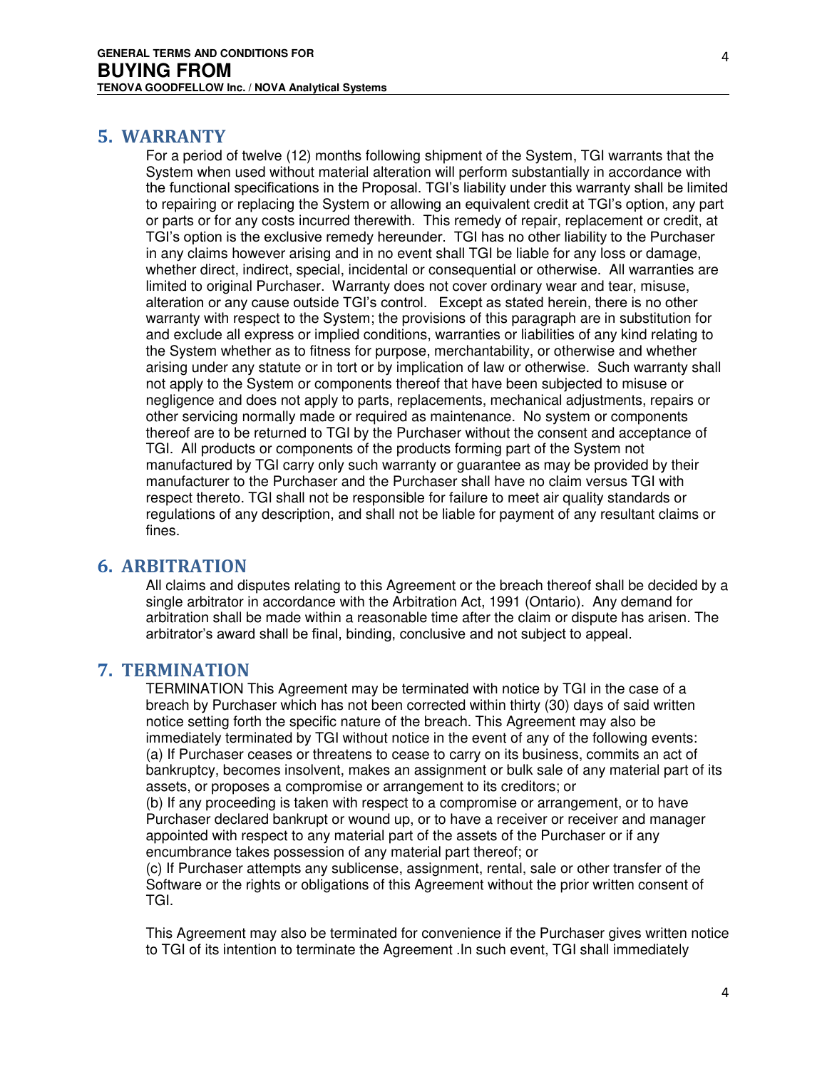## 5. WARRANTY

For a period of twelve (12) months following shipment of the System, TGI warrants that the System when used without material alteration will perform substantially in accordance with the functional specifications in the Proposal. TGI's liability under this warranty shall be limited to repairing or replacing the System or allowing an equivalent credit at TGI's option, any part or parts or for any costs incurred therewith. This remedy of repair, replacement or credit, at TGI's option is the exclusive remedy hereunder. TGI has no other liability to the Purchaser in any claims however arising and in no event shall TGI be liable for any loss or damage, whether direct, indirect, special, incidental or consequential or otherwise. All warranties are limited to original Purchaser. Warranty does not cover ordinary wear and tear, misuse, alteration or any cause outside TGI's control. Except as stated herein, there is no other warranty with respect to the System; the provisions of this paragraph are in substitution for and exclude all express or implied conditions, warranties or liabilities of any kind relating to the System whether as to fitness for purpose, merchantability, or otherwise and whether arising under any statute or in tort or by implication of law or otherwise. Such warranty shall not apply to the System or components thereof that have been subjected to misuse or negligence and does not apply to parts, replacements, mechanical adjustments, repairs or other servicing normally made or required as maintenance. No system or components thereof are to be returned to TGI by the Purchaser without the consent and acceptance of TGI. All products or components of the products forming part of the System not manufactured by TGI carry only such warranty or guarantee as may be provided by their manufacturer to the Purchaser and the Purchaser shall have no claim versus TGI with respect thereto. TGI shall not be responsible for failure to meet air quality standards or regulations of any description, and shall not be liable for payment of any resultant claims or fines.

## 6. ARBITRATION

All claims and disputes relating to this Agreement or the breach thereof shall be decided by a single arbitrator in accordance with the Arbitration Act, 1991 (Ontario). Any demand for arbitration shall be made within a reasonable time after the claim or dispute has arisen. The arbitrator's award shall be final, binding, conclusive and not subject to appeal.

## 7. TERMINATION

TERMINATION This Agreement may be terminated with notice by TGI in the case of a breach by Purchaser which has not been corrected within thirty (30) days of said written notice setting forth the specific nature of the breach. This Agreement may also be immediately terminated by TGI without notice in the event of any of the following events:
(a) If Purchaser ceases or threatens to cease to carry on its business, commits an act of bankruptcy, becomes insolvent, makes an assignment or bulk sale of any material part of its assets, or proposes a compromise or arrangement to its creditors; or
(b) If any proceeding is taken with respect to a compromise or arrangement, or to have Purchaser declared bankrupt or wound up, or to have a receiver or receiver and manager appointed with respect to any material part of the assets of the Purchaser or if any encumbrance takes possession of any material part thereof; or
(c) If Purchaser attempts any sublicense, assignment, rental, sale or other transfer of the Software or the rights or obligations of this Agreement without the prior written consent of TGI.

This Agreement may also be terminated for convenience if the Purchaser gives written notice to TGI of its intention to terminate the Agreement .In such event, TGI shall immediately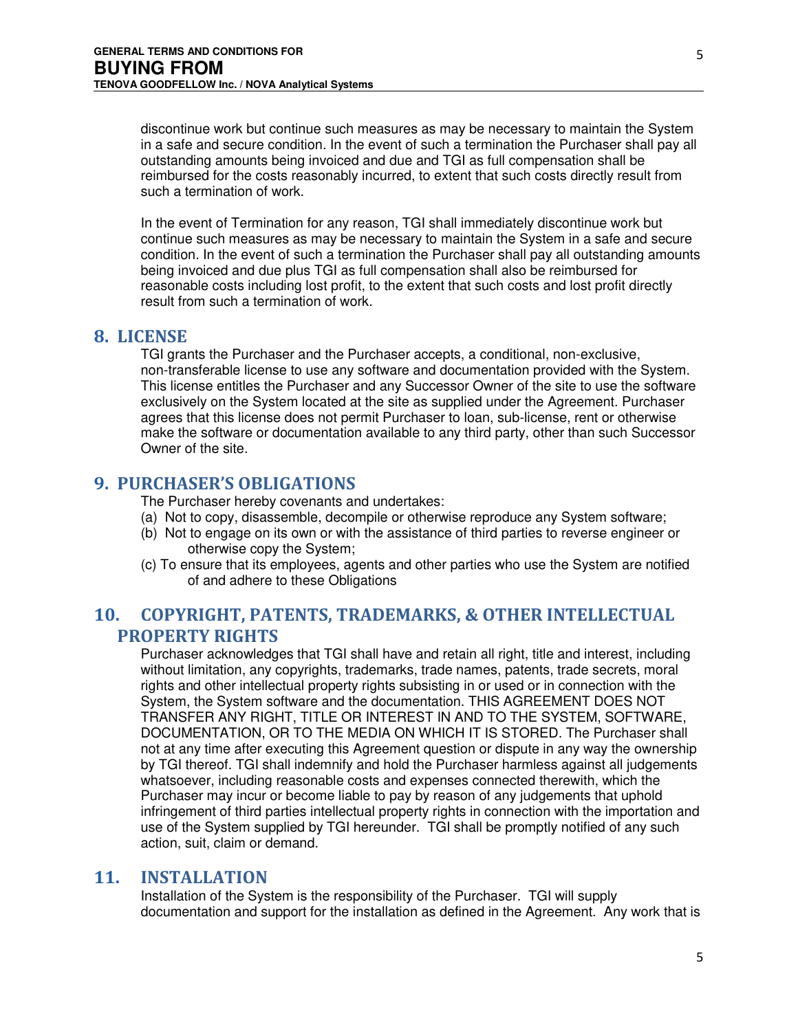discontinue work but continue such measures as may be necessary to maintain the System in a safe and secure condition. In the event of such a termination the Purchaser shall pay all outstanding amounts being invoiced and due and TGI as full compensation shall be reimbursed for the costs reasonably incurred, to extent that such costs directly result from such a termination of work.

In the event of Termination for any reason, TGI shall immediately discontinue work but continue such measures as may be necessary to maintain the System in a safe and secure condition. In the event of such a termination the Purchaser shall pay all outstanding amounts being invoiced and due plus TGI as full compensation shall also be reimbursed for reasonable costs including lost profit, to the extent that such costs and lost profit directly result from such a termination of work.

## 8. LICENSE

TGI grants the Purchaser and the Purchaser accepts, a conditional, non-exclusive, non-transferable license to use any software and documentation provided with the System. This license entitles the Purchaser and any Successor Owner of the site to use the software exclusively on the System located at the site as supplied under the Agreement. Purchaser agrees that this license does not permit Purchaser to loan, sub-license, rent or otherwise make the software or documentation available to any third party, other than such Successor Owner of the site.

## 9. PURCHASER'S OBLIGATIONS

The Purchaser hereby covenants and undertakes:

(a) Not to copy, disassemble, decompile or otherwise reproduce any System software;
(b) Not to engage on its own or with the assistance of third parties to reverse engineer or otherwise copy the System;
(c) To ensure that its employees, agents and other parties who use the System are notified of and adhere to these Obligations

## 10. COPYRIGHT, PATENTS, TRADEMARKS, & OTHER INTELLECTUAL PROPERTY RIGHTS

Purchaser acknowledges that TGI shall have and retain all right, title and interest, including without limitation, any copyrights, trademarks, trade names, patents, trade secrets, moral rights and other intellectual property rights subsisting in or used or in connection with the System, the System software and the documentation. THIS AGREEMENT DOES NOT TRANSFER ANY RIGHT, TITLE OR INTEREST IN AND TO THE SYSTEM, SOFTWARE, DOCUMENTATION, OR TO THE MEDIA ON WHICH IT IS STORED. The Purchaser shall not at any time after executing this Agreement question or dispute in any way the ownership by TGI thereof. TGI shall indemnify and hold the Purchaser harmless against all judgements whatsoever, including reasonable costs and expenses connected therewith, which the Purchaser may incur or become liable to pay by reason of any judgements that uphold infringement of third parties intellectual property rights in connection with the importation and use of the System supplied by TGI hereunder. TGI shall be promptly notified of any such action, suit, claim or demand.

## 11. INSTALLATION

Installation of the System is the responsibility of the Purchaser. TGI will supply documentation and support for the installation as defined in the Agreement. Any work that is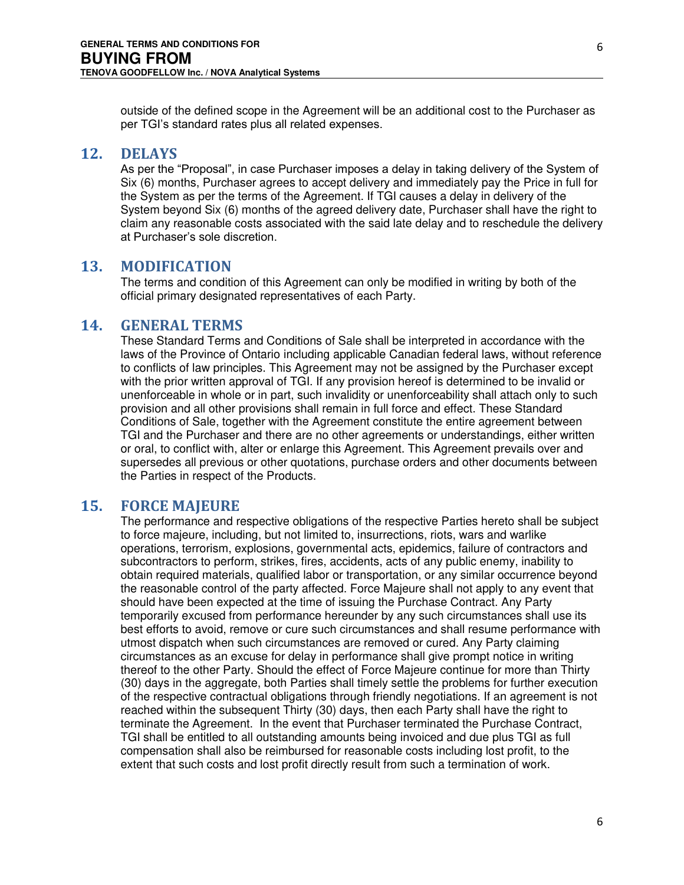outside of the defined scope in the Agreement will be an additional cost to the Purchaser as per TGI's standard rates plus all related expenses.

## 12. DELAYS

As per the "Proposal", in case Purchaser imposes a delay in taking delivery of the System of Six (6) months, Purchaser agrees to accept delivery and immediately pay the Price in full for the System as per the terms of the Agreement. If TGI causes a delay in delivery of the System beyond Six (6) months of the agreed delivery date, Purchaser shall have the right to claim any reasonable costs associated with the said late delay and to reschedule the delivery at Purchaser's sole discretion.

## 13. MODIFICATION

The terms and condition of this Agreement can only be modified in writing by both of the official primary designated representatives of each Party.

## 14. GENERAL TERMS

These Standard Terms and Conditions of Sale shall be interpreted in accordance with the laws of the Province of Ontario including applicable Canadian federal laws, without reference to conflicts of law principles. This Agreement may not be assigned by the Purchaser except with the prior written approval of TGI. If any provision hereof is determined to be invalid or unenforceable in whole or in part, such invalidity or unenforceability shall attach only to such provision and all other provisions shall remain in full force and effect. These Standard Conditions of Sale, together with the Agreement constitute the entire agreement between TGI and the Purchaser and there are no other agreements or understandings, either written or oral, to conflict with, alter or enlarge this Agreement. This Agreement prevails over and supersedes all previous or other quotations, purchase orders and other documents between the Parties in respect of the Products.

## 15. FORCE MAJEURE

The performance and respective obligations of the respective Parties hereto shall be subject to force majeure, including, but not limited to, insurrections, riots, wars and warlike operations, terrorism, explosions, governmental acts, epidemics, failure of contractors and subcontractors to perform, strikes, fires, accidents, acts of any public enemy, inability to obtain required materials, qualified labor or transportation, or any similar occurrence beyond the reasonable control of the party affected. Force Majeure shall not apply to any event that should have been expected at the time of issuing the Purchase Contract. Any Party temporarily excused from performance hereunder by any such circumstances shall use its best efforts to avoid, remove or cure such circumstances and shall resume performance with utmost dispatch when such circumstances are removed or cured. Any Party claiming circumstances as an excuse for delay in performance shall give prompt notice in writing thereof to the other Party. Should the effect of Force Majeure continue for more than Thirty (30) days in the aggregate, both Parties shall timely settle the problems for further execution of the respective contractual obligations through friendly negotiations. If an agreement is not reached within the subsequent Thirty (30) days, then each Party shall have the right to terminate the Agreement. In the event that Purchaser terminated the Purchase Contract, TGI shall be entitled to all outstanding amounts being invoiced and due plus TGI as full compensation shall also be reimbursed for reasonable costs including lost profit, to the extent that such costs and lost profit directly result from such a termination of work.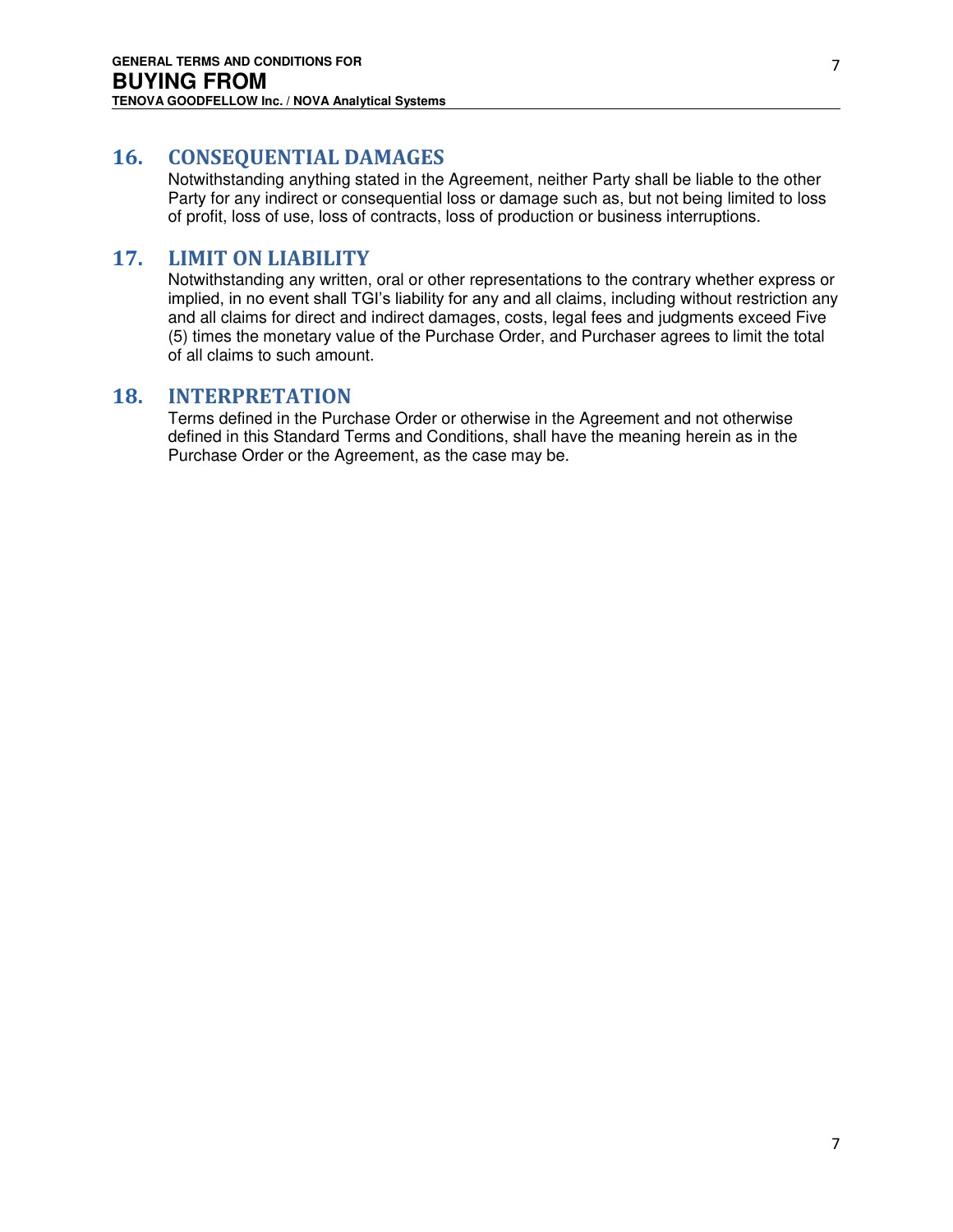## 16. CONSEQUENTIAL DAMAGES

Notwithstanding anything stated in the Agreement, neither Party shall be liable to the other Party for any indirect or consequential loss or damage such as, but not being limited to loss of profit, loss of use, loss of contracts, loss of production or business interruptions.

## 17. LIMIT ON LIABILITY

Notwithstanding any written, oral or other representations to the contrary whether express or implied, in no event shall TGI's liability for any and all claims, including without restriction any and all claims for direct and indirect damages, costs, legal fees and judgments exceed Five (5) times the monetary value of the Purchase Order, and Purchaser agrees to limit the total of all claims to such amount.

## 18. INTERPRETATION

Terms defined in the Purchase Order or otherwise in the Agreement and not otherwise defined in this Standard Terms and Conditions, shall have the meaning herein as in the Purchase Order or the Agreement, as the case may be.